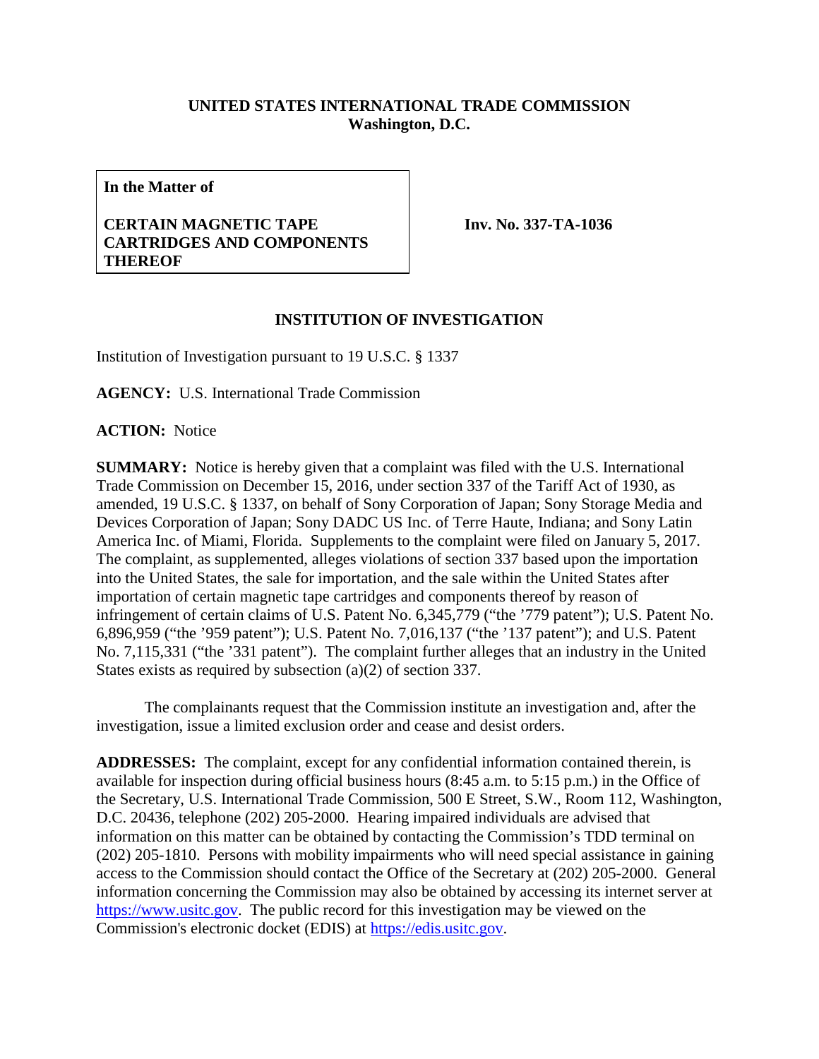**UNITED STATES INTERNATIONAL TRADE COMMISSION**
**Washington, D.C.**

| **In the Matter of** **CERTAIN MAGNETIC TAPE CARTRIDGES AND COMPONENTS THEREOF** | **Inv. No. 337-TA-1036** |
|---|---|

**INSTITUTION OF INVESTIGATION**

Institution of Investigation pursuant to 19 U.S.C. § 1337

**AGENCY:** U.S. International Trade Commission

**ACTION:** Notice

**SUMMARY:** Notice is hereby given that a complaint was filed with the U.S. International Trade Commission on December 15, 2016, under section 337 of the Tariff Act of 1930, as amended, 19 U.S.C. § 1337, on behalf of Sony Corporation of Japan; Sony Storage Media and Devices Corporation of Japan; Sony DADC US Inc. of Terre Haute, Indiana; and Sony Latin America Inc. of Miami, Florida. Supplements to the complaint were filed on January 5, 2017. The complaint, as supplemented, alleges violations of section 337 based upon the importation into the United States, the sale for importation, and the sale within the United States after importation of certain magnetic tape cartridges and components thereof by reason of infringement of certain claims of U.S. Patent No. 6,345,779 ("the '779 patent"); U.S. Patent No. 6,896,959 ("the '959 patent"); U.S. Patent No. 7,016,137 ("the '137 patent"); and U.S. Patent No. 7,115,331 ("the '331 patent"). The complaint further alleges that an industry in the United States exists as required by subsection (a)(2) of section 337.

The complainants request that the Commission institute an investigation and, after the investigation, issue a limited exclusion order and cease and desist orders.

**ADDRESSES:** The complaint, except for any confidential information contained therein, is available for inspection during official business hours (8:45 a.m. to 5:15 p.m.) in the Office of the Secretary, U.S. International Trade Commission, 500 E Street, S.W., Room 112, Washington, D.C. 20436, telephone (202) 205-2000. Hearing impaired individuals are advised that information on this matter can be obtained by contacting the Commission's TDD terminal on (202) 205-1810. Persons with mobility impairments who will need special assistance in gaining access to the Commission should contact the Office of the Secretary at (202) 205-2000. General information concerning the Commission may also be obtained by accessing its internet server at https://www.usitc.gov. The public record for this investigation may be viewed on the Commission's electronic docket (EDIS) at https://edis.usitc.gov.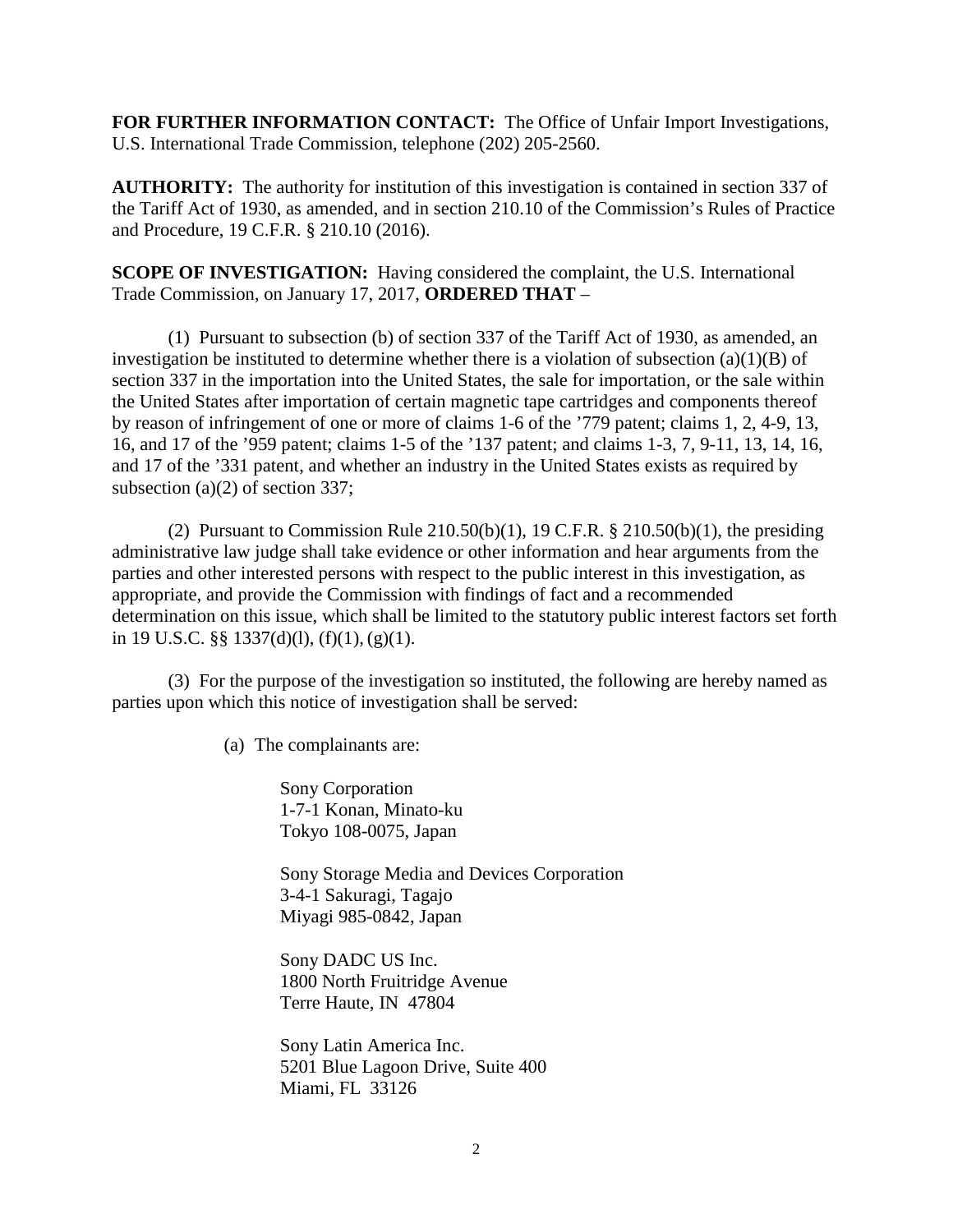**FOR FURTHER INFORMATION CONTACT:** The Office of Unfair Import Investigations, U.S. International Trade Commission, telephone (202) 205-2560.

**AUTHORITY:** The authority for institution of this investigation is contained in section 337 of the Tariff Act of 1930, as amended, and in section 210.10 of the Commission's Rules of Practice and Procedure, 19 C.F.R. § 210.10 (2016).

**SCOPE OF INVESTIGATION:** Having considered the complaint, the U.S. International Trade Commission, on January 17, 2017, **ORDERED THAT** –

(1) Pursuant to subsection (b) of section 337 of the Tariff Act of 1930, as amended, an investigation be instituted to determine whether there is a violation of subsection (a)(1)(B) of section 337 in the importation into the United States, the sale for importation, or the sale within the United States after importation of certain magnetic tape cartridges and components thereof by reason of infringement of one or more of claims 1-6 of the '779 patent; claims 1, 2, 4-9, 13, 16, and 17 of the '959 patent; claims 1-5 of the '137 patent; and claims 1-3, 7, 9-11, 13, 14, 16, and 17 of the '331 patent, and whether an industry in the United States exists as required by subsection (a)(2) of section 337;

(2) Pursuant to Commission Rule 210.50(b)(1), 19 C.F.R. § 210.50(b)(1), the presiding administrative law judge shall take evidence or other information and hear arguments from the parties and other interested persons with respect to the public interest in this investigation, as appropriate, and provide the Commission with findings of fact and a recommended determination on this issue, which shall be limited to the statutory public interest factors set forth in 19 U.S.C. §§ 1337(d)(l), (f)(1), (g)(1).

(3) For the purpose of the investigation so instituted, the following are hereby named as parties upon which this notice of investigation shall be served:

(a) The complainants are:

Sony Corporation
1-7-1 Konan, Minato-ku
Tokyo 108-0075, Japan

Sony Storage Media and Devices Corporation
3-4-1 Sakuragi, Tagajo
Miyagi 985-0842, Japan

Sony DADC US Inc.
1800 North Fruitridge Avenue
Terre Haute, IN 47804

Sony Latin America Inc.
5201 Blue Lagoon Drive, Suite 400
Miami, FL 33126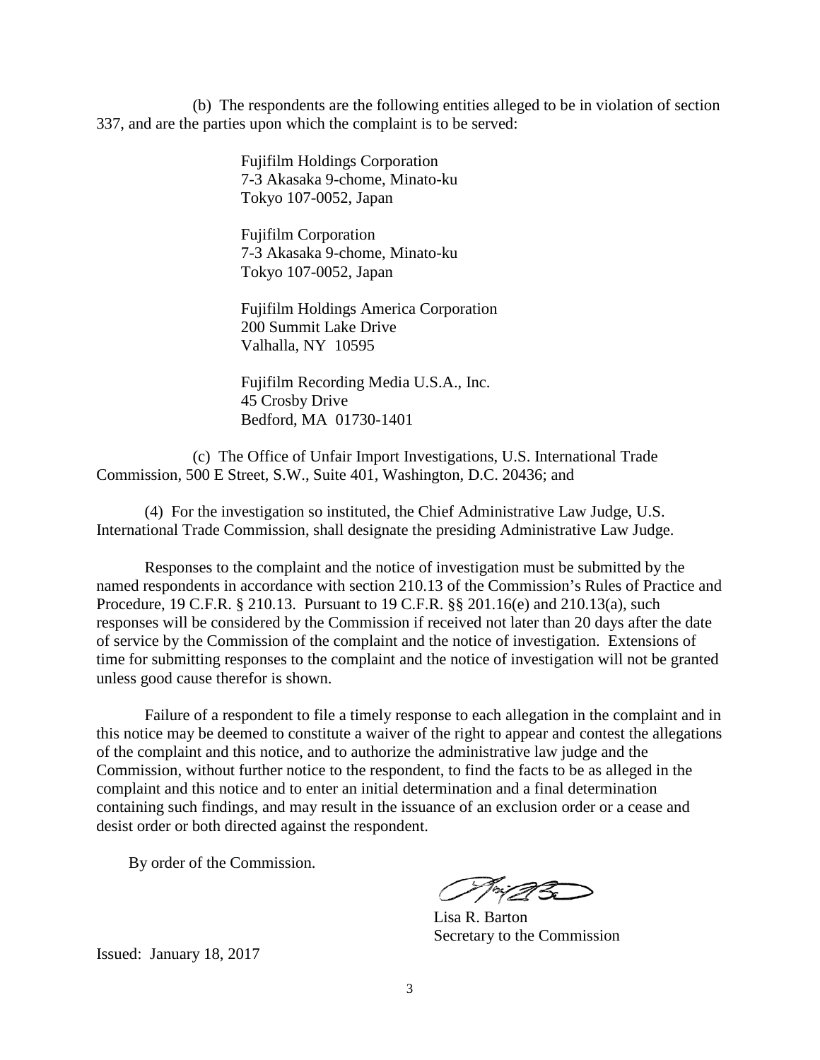(b) The respondents are the following entities alleged to be in violation of section 337, and are the parties upon which the complaint is to be served:

Fujifilm Holdings Corporation
7-3 Akasaka 9-chome, Minato-ku
Tokyo 107-0052, Japan

Fujifilm Corporation
7-3 Akasaka 9-chome, Minato-ku
Tokyo 107-0052, Japan

Fujifilm Holdings America Corporation
200 Summit Lake Drive
Valhalla, NY 10595

Fujifilm Recording Media U.S.A., Inc.
45 Crosby Drive
Bedford, MA 01730-1401

(c) The Office of Unfair Import Investigations, U.S. International Trade Commission, 500 E Street, S.W., Suite 401, Washington, D.C. 20436; and

(4) For the investigation so instituted, the Chief Administrative Law Judge, U.S. International Trade Commission, shall designate the presiding Administrative Law Judge.

Responses to the complaint and the notice of investigation must be submitted by the named respondents in accordance with section 210.13 of the Commission's Rules of Practice and Procedure, 19 C.F.R. § 210.13. Pursuant to 19 C.F.R. §§ 201.16(e) and 210.13(a), such responses will be considered by the Commission if received not later than 20 days after the date of service by the Commission of the complaint and the notice of investigation. Extensions of time for submitting responses to the complaint and the notice of investigation will not be granted unless good cause therefor is shown.

Failure of a respondent to file a timely response to each allegation in the complaint and in this notice may be deemed to constitute a waiver of the right to appear and contest the allegations of the complaint and this notice, and to authorize the administrative law judge and the Commission, without further notice to the respondent, to find the facts to be as alleged in the complaint and this notice and to enter an initial determination and a final determination containing such findings, and may result in the issuance of an exclusion order or a cease and desist order or both directed against the respondent.

By order of the Commission.

Lisa R. Barton
Secretary to the Commission

Issued: January 18, 2017